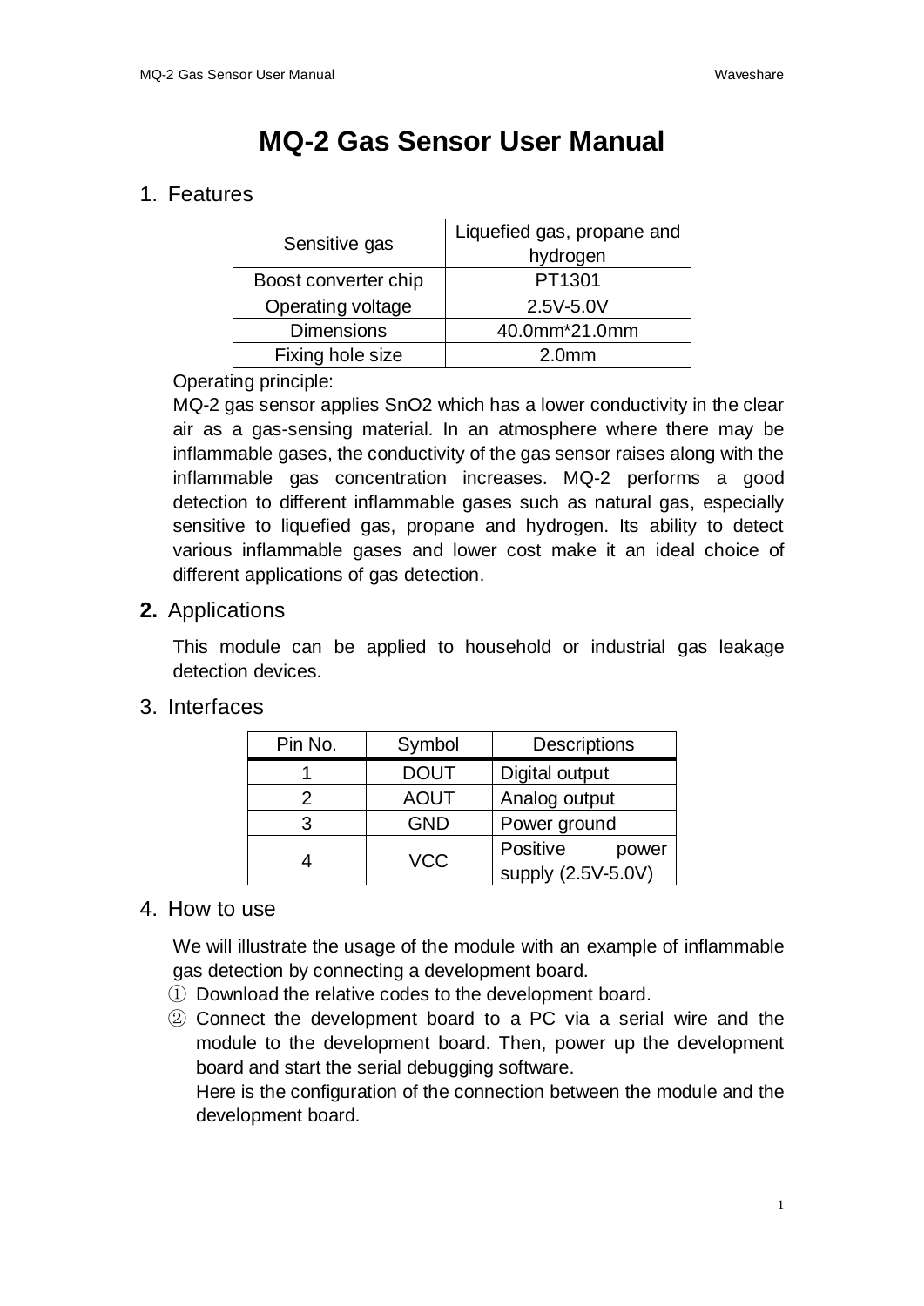# MQ-2 Gas Sensor User Manual

## 1. Features

| Sensitive gas | Liquefied gas, propane and hydrogen |
|---|---|
| Boost converter chip | PT1301 |
| Operating voltage | 2.5V-5.0V |
| Dimensions | 40.0mm*21.0mm |
| Fixing hole size | 2.0mm |

Operating principle:

MQ-2 gas sensor applies $SnO_2$ which has a lower conductivity in the clear air as a gas-sensing material. In an atmosphere where there may be inflammable gases, the conductivity of the gas sensor raises along with the inflammable gas concentration increases. MQ-2 performs a good detection to different inflammable gases such as natural gas, especially sensitive to liquefied gas, propane and hydrogen. Its ability to detect various inflammable gases and lower cost make it an ideal choice of different applications of gas detection.

## **2.** Applications

This module can be applied to household or industrial gas leakage detection devices.

## 3. Interfaces

| Pin No. | Symbol | Descriptions |
|---|---|---|
| 1 | DOUT | Digital output |
| 2 | AOUT | Analog output |
| 3 | GND | Power ground |
| 4 | VCC | Positive power supply (2.5V-5.0V) |

## 4. How to use

We will illustrate the usage of the module with an example of inflammable gas detection by connecting a development board.

① Download the relative codes to the development board.

② Connect the development board to a PC via a serial wire and the module to the development board. Then, power up the development board and start the serial debugging software.

Here is the configuration of the connection between the module and the development board.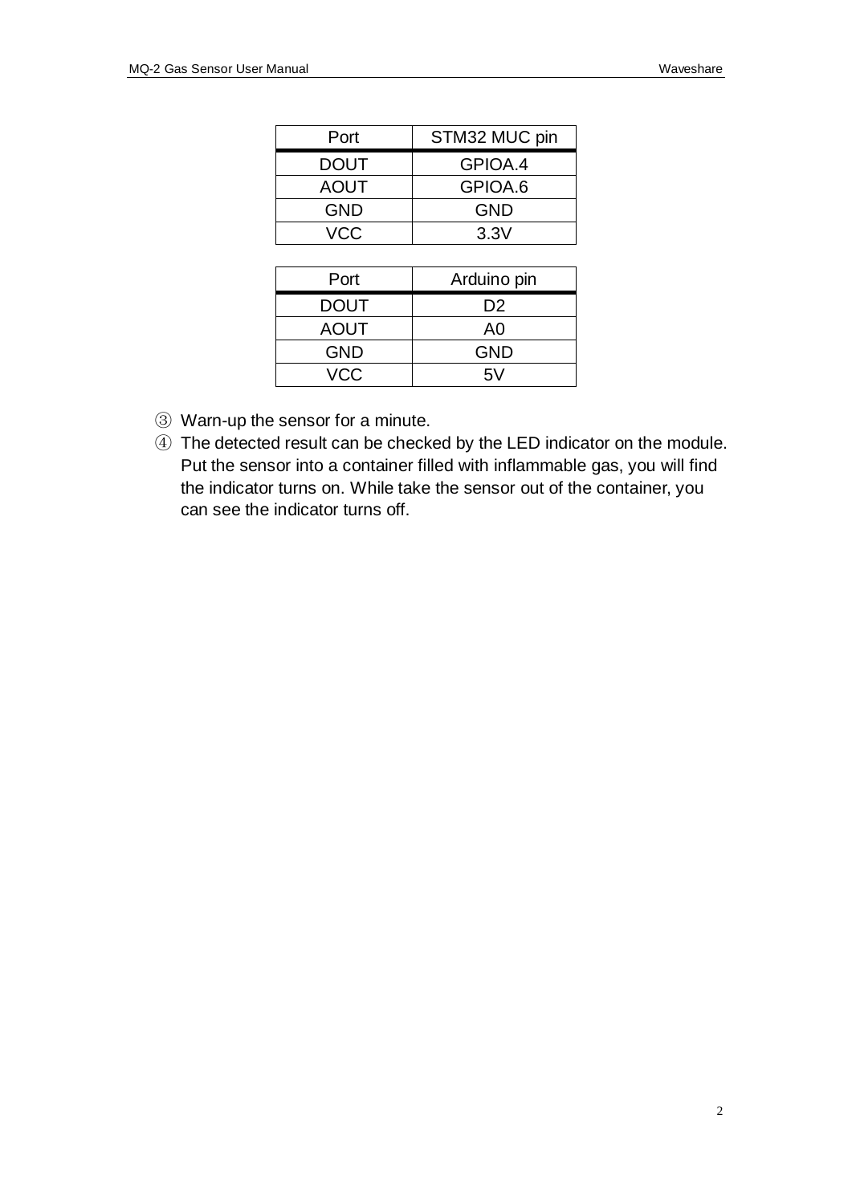| Port | STM32 MUC pin |
|---|---|
| DOUT | GPIOA.4 |
| AOUT | GPIOA.6 |
| GND | GND |
| VCC | 3.3V |

| Port | Arduino pin |
|---|---|
| DOUT | D2 |
| AOUT | A0 |
| GND | GND |
| VCC | 5V |

③ Warn-up the sensor for a minute.

④ The detected result can be checked by the LED indicator on the module. Put the sensor into a container filled with inflammable gas, you will find the indicator turns on. While take the sensor out of the container, you can see the indicator turns off.